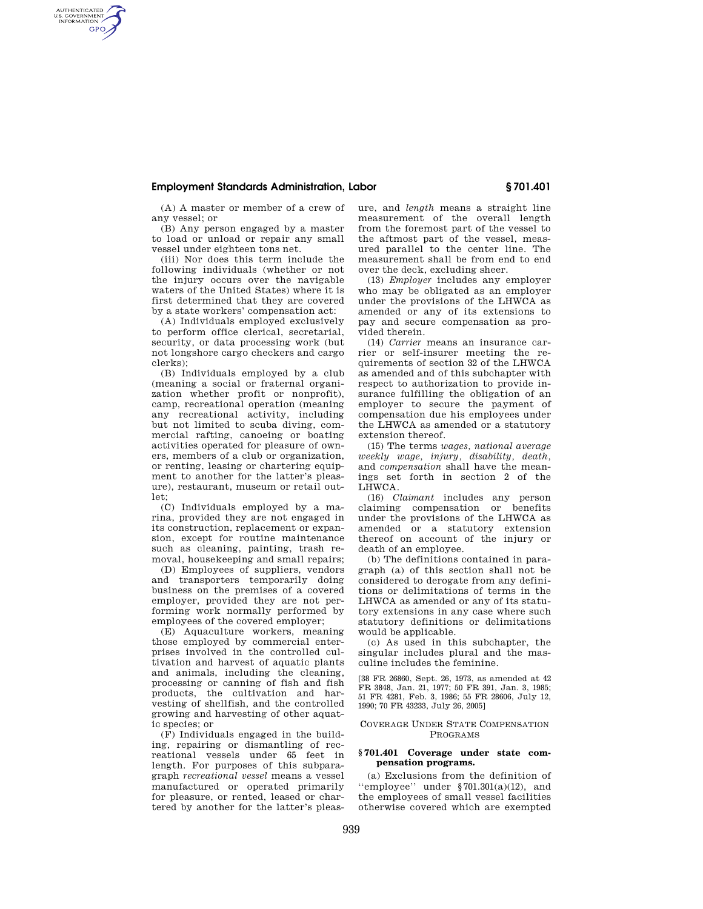(A) A master or member of a crew of any vessel; or

(B) Any person engaged by a master to load or unload or repair any small vessel under eighteen tons net.

(iii) Nor does this term include the following individuals (whether or not the injury occurs over the navigable waters of the United States) where it is first determined that they are covered by a state workers' compensation act:

(A) Individuals employed exclusively to perform office clerical, secretarial, security, or data processing work (but not longshore cargo checkers and cargo clerks);

(B) Individuals employed by a club (meaning a social or fraternal organization whether profit or nonprofit), camp, recreational operation (meaning any recreational activity, including but not limited to scuba diving, commercial rafting, canoeing or boating activities operated for pleasure of owners, members of a club or organization, or renting, leasing or chartering equipment to another for the latter's pleasure), restaurant, museum or retail outlet;

(C) Individuals employed by a marina, provided they are not engaged in its construction, replacement or expansion, except for routine maintenance such as cleaning, painting, trash removal, housekeeping and small repairs;

(D) Employees of suppliers, vendors and transporters temporarily doing business on the premises of a covered employer, provided they are not performing work normally performed by employees of the covered employer;

(E) Aquaculture workers, meaning those employed by commercial enterprises involved in the controlled cultivation and harvest of aquatic plants and animals, including the cleaning, processing or canning of fish and fish products, the cultivation and harvesting of shellfish, and the controlled growing and harvesting of other aquatic species; or

(F) Individuals engaged in the building, repairing or dismantling of recreational vessels under 65 feet in length. For purposes of this subparagraph *recreational vessel* means a vessel manufactured or operated primarily for pleasure, or rented, leased or chartered by another for the latter's pleasure, and *length* means a straight line measurement of the overall length from the foremost part of the vessel to the aftmost part of the vessel, measured parallel to the center line. The measurement shall be from end to end over the deck, excluding sheer.

(13) *Employer* includes any employer who may be obligated as an employer under the provisions of the LHWCA as amended or any of its extensions to pay and secure compensation as provided therein.

(14) *Carrier* means an insurance carrier or self-insurer meeting the requirements of section 32 of the LHWCA as amended and of this subchapter with respect to authorization to provide insurance fulfilling the obligation of an employer to secure the payment of compensation due his employees under the LHWCA as amended or a statutory extension thereof.

(15) The terms *wages, national average weekly wage, injury, disability, death,* and *compensation* shall have the meanings set forth in section 2 of the LHWCA.

(16) *Claimant* includes any person claiming compensation or benefits under the provisions of the LHWCA as amended or a statutory extension thereof on account of the injury or death of an employee.

(b) The definitions contained in paragraph (a) of this section shall not be considered to derogate from any definitions or delimitations of terms in the LHWCA as amended or any of its statutory extensions in any case where such statutory definitions or delimitations would be applicable.

(c) As used in this subchapter, the singular includes plural and the masculine includes the feminine.

[38 FR 26860, Sept. 26, 1973, as amended at 42 FR 3848, Jan. 21, 1977; 50 FR 391, Jan. 3, 1985; 51 FR 4281, Feb. 3, 1986; 55 FR 28606, July 12, 1990; 70 FR 43233, July 26, 2005]

## COVERAGE UNDER STATE COMPENSATION PROGRAMS

### § 701.401 Coverage under state compensation programs.

(a) Exclusions from the definition of ''employee'' under §701.301(a)(12), and the employees of small vessel facilities otherwise covered which are exempted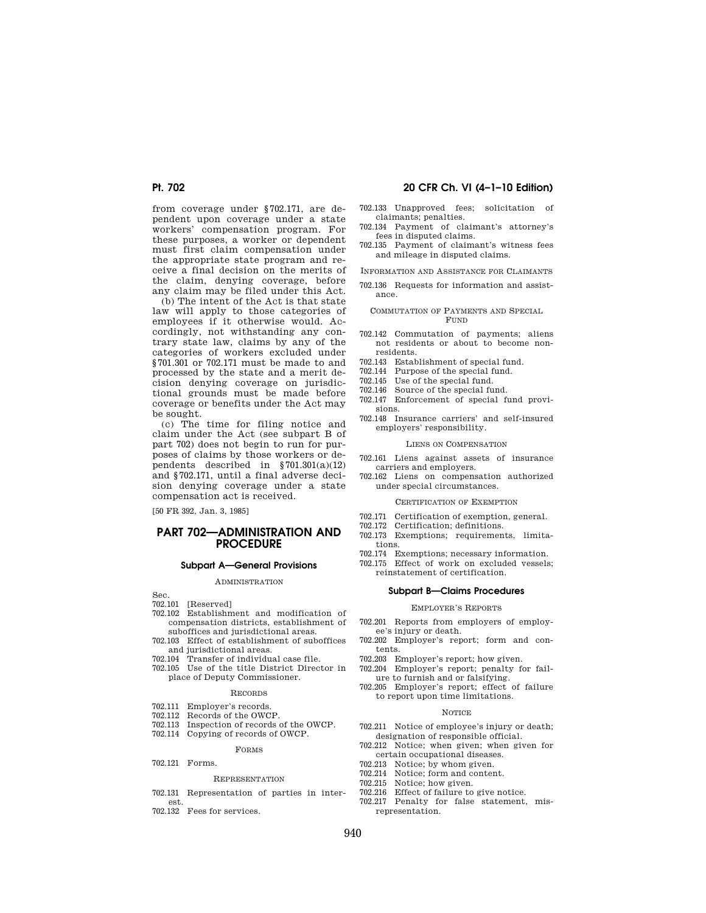from coverage under §702.171, are dependent upon coverage under a state workers' compensation program. For these purposes, a worker or dependent must first claim compensation under the appropriate state program and receive a final decision on the merits of the claim, denying coverage, before any claim may be filed under this Act.

(b) The intent of the Act is that state law will apply to those categories of employees if it otherwise would. Accordingly, not withstanding any contrary state law, claims by any of the categories of workers excluded under §701.301 or 702.171 must be made to and processed by the state and a merit decision denying coverage on jurisdictional grounds must be made before coverage or benefits under the Act may be sought.

(c) The time for filing notice and claim under the Act (see subpart B of part 702) does not begin to run for purposes of claims by those workers or dependents described in §701.301(a)(12) and §702.171, until a final adverse decision denying coverage under a state compensation act is received.

[50 FR 392, Jan. 3, 1985]

# PART 702—ADMINISTRATION AND PROCEDURE

## Subpart A—General Provisions

ADMINISTRATION

Sec.

702.101 [Reserved]

702.102 Establishment and modification of compensation districts, establishment of suboffices and jurisdictional areas.

702.103 Effect of establishment of suboffices and jurisdictional areas.

702.104 Transfer of individual case file.

702.105 Use of the title District Director in place of Deputy Commissioner.

RECORDS

702.111 Employer's records.

702.112 Records of the OWCP.

702.113 Inspection of records of the OWCP.

702.114 Copying of records of OWCP.

FORMS

702.121 Forms.

REPRESENTATION

702.131 Representation of parties in interest.

702.132 Fees for services.

702.133 Unapproved fees; solicitation of claimants; penalties.

702.134 Payment of claimant's attorney's fees in disputed claims.

702.135 Payment of claimant's witness fees and mileage in disputed claims.

INFORMATION AND ASSISTANCE FOR CLAIMANTS

702.136 Requests for information and assistance.

COMMUTATION OF PAYMENTS AND SPECIAL FUND

702.142 Commutation of payments; aliens not residents or about to become nonresidents.

702.143 Establishment of special fund.

702.144 Purpose of the special fund.

702.145 Use of the special fund.

702.146 Source of the special fund.

702.147 Enforcement of special fund provisions.

702.148 Insurance carriers' and self-insured employers' responsibility.

LIENS ON COMPENSATION

702.161 Liens against assets of insurance carriers and employers.

702.162 Liens on compensation authorized under special circumstances.

CERTIFICATION OF EXEMPTION

702.171 Certification of exemption, general.

702.172 Certification; definitions.

702.173 Exemptions; requirements, limitations.

702.174 Exemptions; necessary information.

702.175 Effect of work on excluded vessels; reinstatement of certification.

## Subpart B—Claims Procedures

EMPLOYER'S REPORTS

702.201 Reports from employers of employee's injury or death.

702.202 Employer's report; form and contents.

702.203 Employer's report; how given.

702.204 Employer's report; penalty for failure to furnish and or falsifying.

702.205 Employer's report; effect of failure to report upon time limitations.

NOTICE

702.211 Notice of employee's injury or death; designation of responsible official.

702.212 Notice; when given; when given for certain occupational diseases.

702.213 Notice; by whom given.

702.214 Notice; form and content.

702.215 Notice; how given.

702.216 Effect of failure to give notice.

702.217 Penalty for false statement, misrepresentation.